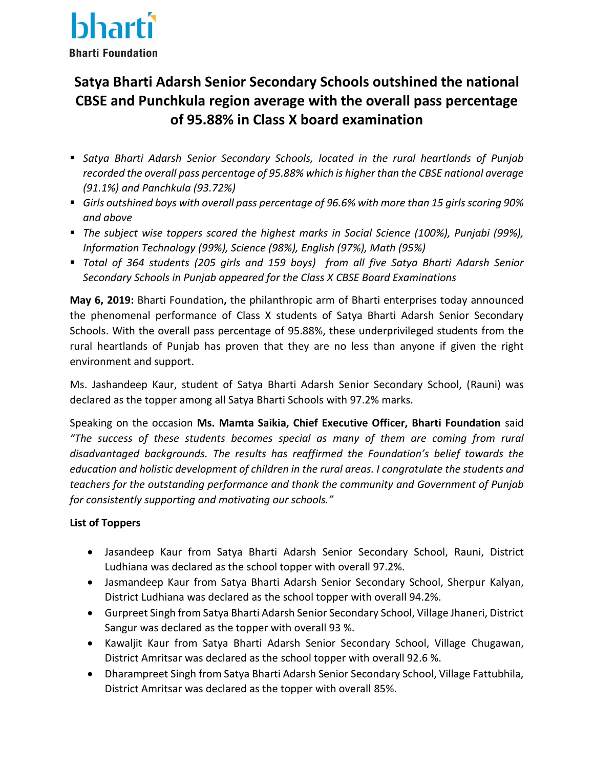bharti

**Bharti Foundation**

# Satya Bharti Adarsh Senior Secondary Schools outshined the national CBSE and Punchkula region average with the overall pass percentage of 95.88% in Class X board examination

- *Satya Bharti Adarsh Senior Secondary Schools, located in the rural heartlands of Punjab recorded the overall pass percentage of 95.88% which is higher than the CBSE national average (91.1%) and Panchkula (93.72%)*
- *Girls outshined boys with overall pass percentage of 96.6% with more than 15 girls scoring 90% and above*
- *The subject wise toppers scored the highest marks in Social Science (100%), Punjabi (99%), Information Technology (99%), Science (98%), English (97%), Math (95%)*
- *Total of 364 students (205 girls and 159 boys) from all five Satya Bharti Adarsh Senior Secondary Schools in Punjab appeared for the Class X CBSE Board Examinations*

**May 6, 2019:** Bharti Foundation**,** the philanthropic arm of Bharti enterprises today announced the phenomenal performance of Class X students of Satya Bharti Adarsh Senior Secondary Schools. With the overall pass percentage of 95.88%, these underprivileged students from the rural heartlands of Punjab has proven that they are no less than anyone if given the right environment and support.

Ms. Jashandeep Kaur, student of Satya Bharti Adarsh Senior Secondary School, (Rauni) was declared as the topper among all Satya Bharti Schools with 97.2% marks.

Speaking on the occasion **Ms. Mamta Saikia, Chief Executive Officer, Bharti Foundation** said *"The success of these students becomes special as many of them are coming from rural disadvantaged backgrounds. The results has reaffirmed the Foundation's belief towards the education and holistic development of children in the rural areas. I congratulate the students and teachers for the outstanding performance and thank the community and Government of Punjab for consistently supporting and motivating our schools."*

**List of Toppers**

- Jasandeep Kaur from Satya Bharti Adarsh Senior Secondary School, Rauni, District Ludhiana was declared as the school topper with overall 97.2%.
- Jasmandeep Kaur from Satya Bharti Adarsh Senior Secondary School, Sherpur Kalyan, District Ludhiana was declared as the school topper with overall 94.2%.
- Gurpreet Singh from Satya Bharti Adarsh Senior Secondary School, Village Jhaneri, District Sangur was declared as the topper with overall 93 %.
- Kawaljit Kaur from Satya Bharti Adarsh Senior Secondary School, Village Chugawan, District Amritsar was declared as the school topper with overall 92.6 %.
- Dharampreet Singh from Satya Bharti Adarsh Senior Secondary School, Village Fattubhila, District Amritsar was declared as the topper with overall 85%.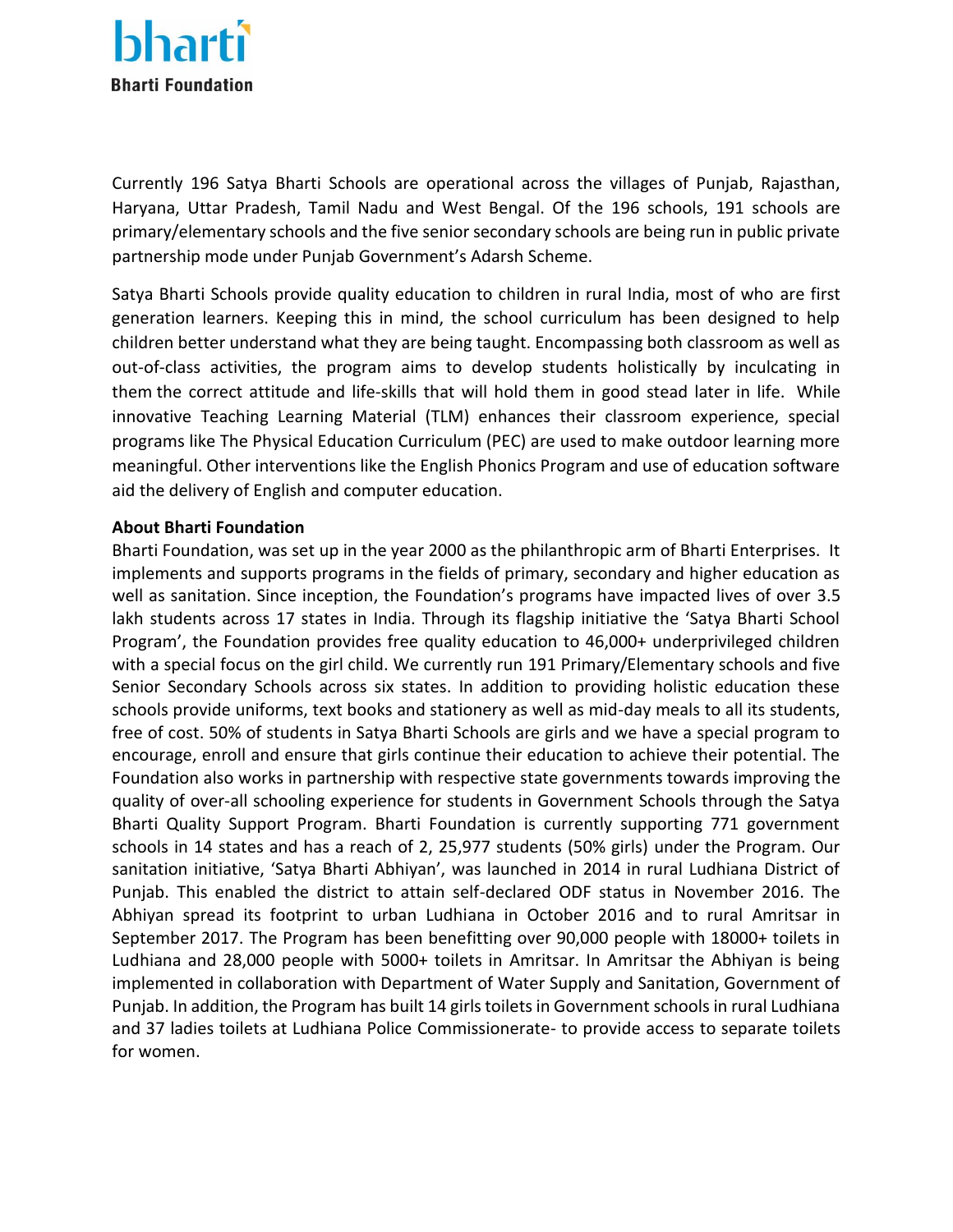Currently 196 Satya Bharti Schools are operational across the villages of Punjab, Rajasthan, Haryana, Uttar Pradesh, Tamil Nadu and West Bengal. Of the 196 schools, 191 schools are primary/elementary schools and the five senior secondary schools are being run in public private partnership mode under Punjab Government's Adarsh Scheme.

Satya Bharti Schools provide quality education to children in rural India, most of who are first generation learners. Keeping this in mind, the school curriculum has been designed to help children better understand what they are being taught. Encompassing both classroom as well as out-of-class activities, the program aims to develop students holistically by inculcating in them the correct attitude and life-skills that will hold them in good stead later in life. While innovative Teaching Learning Material (TLM) enhances their classroom experience, special programs like The Physical Education Curriculum (PEC) are used to make outdoor learning more meaningful. Other interventions like the English Phonics Program and use of education software aid the delivery of English and computer education.

**About Bharti Foundation**

Bharti Foundation, was set up in the year 2000 as the philanthropic arm of Bharti Enterprises. It implements and supports programs in the fields of primary, secondary and higher education as well as sanitation. Since inception, the Foundation's programs have impacted lives of over 3.5 lakh students across 17 states in India. Through its flagship initiative the 'Satya Bharti School Program', the Foundation provides free quality education to 46,000+ underprivileged children with a special focus on the girl child. We currently run 191 Primary/Elementary schools and five Senior Secondary Schools across six states. In addition to providing holistic education these schools provide uniforms, text books and stationery as well as mid-day meals to all its students, free of cost. 50% of students in Satya Bharti Schools are girls and we have a special program to encourage, enroll and ensure that girls continue their education to achieve their potential. The Foundation also works in partnership with respective state governments towards improving the quality of over-all schooling experience for students in Government Schools through the Satya Bharti Quality Support Program. Bharti Foundation is currently supporting 771 government schools in 14 states and has a reach of 2, 25,977 students (50% girls) under the Program. Our sanitation initiative, 'Satya Bharti Abhiyan', was launched in 2014 in rural Ludhiana District of Punjab. This enabled the district to attain self-declared ODF status in November 2016. The Abhiyan spread its footprint to urban Ludhiana in October 2016 and to rural Amritsar in September 2017. The Program has been benefitting over 90,000 people with 18000+ toilets in Ludhiana and 28,000 people with 5000+ toilets in Amritsar. In Amritsar the Abhiyan is being implemented in collaboration with Department of Water Supply and Sanitation, Government of Punjab. In addition, the Program has built 14 girls toilets in Government schools in rural Ludhiana and 37 ladies toilets at Ludhiana Police Commissionerate- to provide access to separate toilets for women.